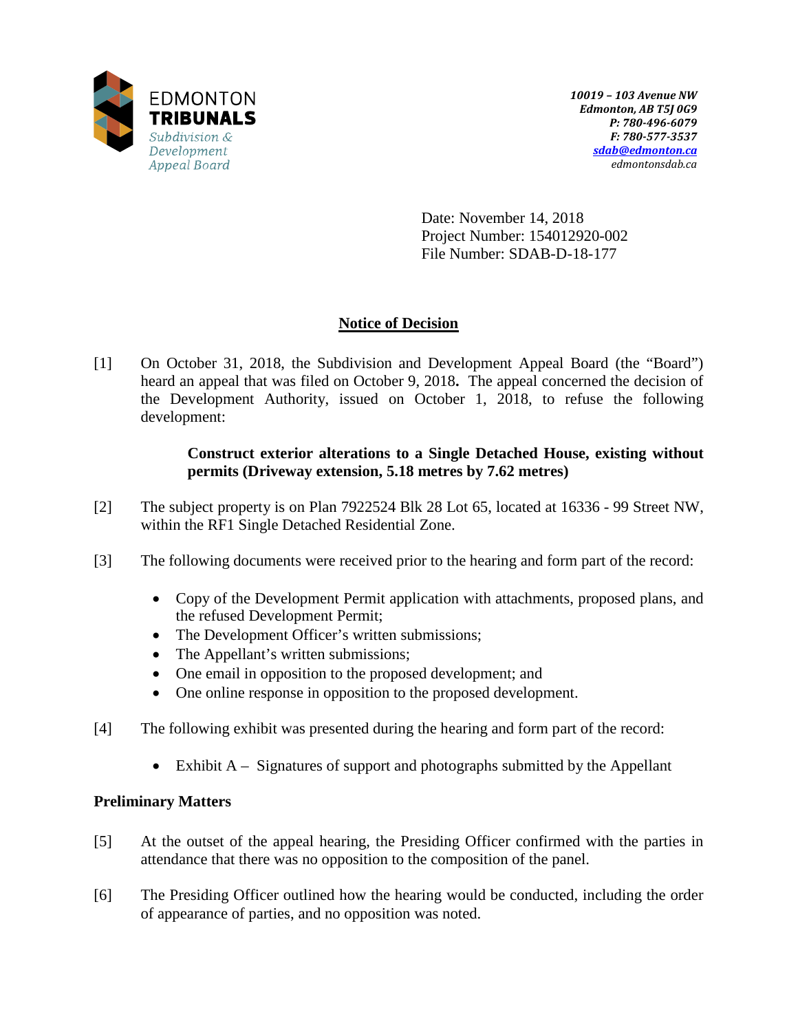EDMONTON
**TRIBUNALS**
*Subdivision & Development Appeal Board*

***10019 – 103 Avenue NW***
***Edmonton, AB T5J 0G9***
***P: 780-496-6079***
***F: 780-577-3537***
***sdab@edmonton.ca***
*edmontonsdab.ca*

Date: November 14, 2018
Project Number: 154012920-002
File Number: SDAB-D-18-177

## Notice of Decision

[1] On October 31, 2018, the Subdivision and Development Appeal Board (the "Board") heard an appeal that was filed on October 9, 2018**.** The appeal concerned the decision of the Development Authority, issued on October 1, 2018, to refuse the following development:

> **Construct exterior alterations to a Single Detached House, existing without permits (Driveway extension, 5.18 metres by 7.62 metres)**

[2] The subject property is on Plan 7922524 Blk 28 Lot 65, located at 16336 - 99 Street NW, within the RF1 Single Detached Residential Zone.

[3] The following documents were received prior to the hearing and form part of the record:

- Copy of the Development Permit application with attachments, proposed plans, and the refused Development Permit;
- The Development Officer's written submissions;
- The Appellant's written submissions;
- One email in opposition to the proposed development; and
- One online response in opposition to the proposed development.

[4] The following exhibit was presented during the hearing and form part of the record:

- Exhibit A – Signatures of support and photographs submitted by the Appellant

### Preliminary Matters

[5] At the outset of the appeal hearing, the Presiding Officer confirmed with the parties in attendance that there was no opposition to the composition of the panel.

[6] The Presiding Officer outlined how the hearing would be conducted, including the order of appearance of parties, and no opposition was noted.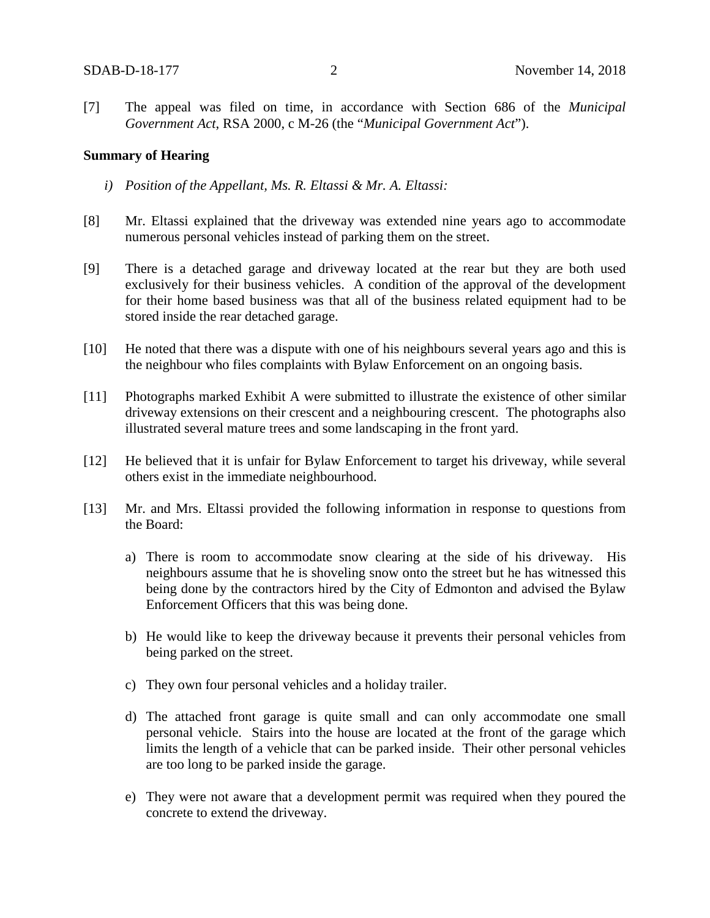[7] The appeal was filed on time, in accordance with Section 686 of the *Municipal Government Act*, RSA 2000, c M-26 (the "*Municipal Government Act*").

**Summary of Hearing**

*i) Position of the Appellant, Ms. R. Eltassi & Mr. A. Eltassi:*

[8] Mr. Eltassi explained that the driveway was extended nine years ago to accommodate numerous personal vehicles instead of parking them on the street.

[9] There is a detached garage and driveway located at the rear but they are both used exclusively for their business vehicles. A condition of the approval of the development for their home based business was that all of the business related equipment had to be stored inside the rear detached garage.

[10] He noted that there was a dispute with one of his neighbours several years ago and this is the neighbour who files complaints with Bylaw Enforcement on an ongoing basis.

[11] Photographs marked Exhibit A were submitted to illustrate the existence of other similar driveway extensions on their crescent and a neighbouring crescent. The photographs also illustrated several mature trees and some landscaping in the front yard.

[12] He believed that it is unfair for Bylaw Enforcement to target his driveway, while several others exist in the immediate neighbourhood.

[13] Mr. and Mrs. Eltassi provided the following information in response to questions from the Board:

a) There is room to accommodate snow clearing at the side of his driveway. His neighbours assume that he is shoveling snow onto the street but he has witnessed this being done by the contractors hired by the City of Edmonton and advised the Bylaw Enforcement Officers that this was being done.

b) He would like to keep the driveway because it prevents their personal vehicles from being parked on the street.

c) They own four personal vehicles and a holiday trailer.

d) The attached front garage is quite small and can only accommodate one small personal vehicle. Stairs into the house are located at the front of the garage which limits the length of a vehicle that can be parked inside. Their other personal vehicles are too long to be parked inside the garage.

e) They were not aware that a development permit was required when they poured the concrete to extend the driveway.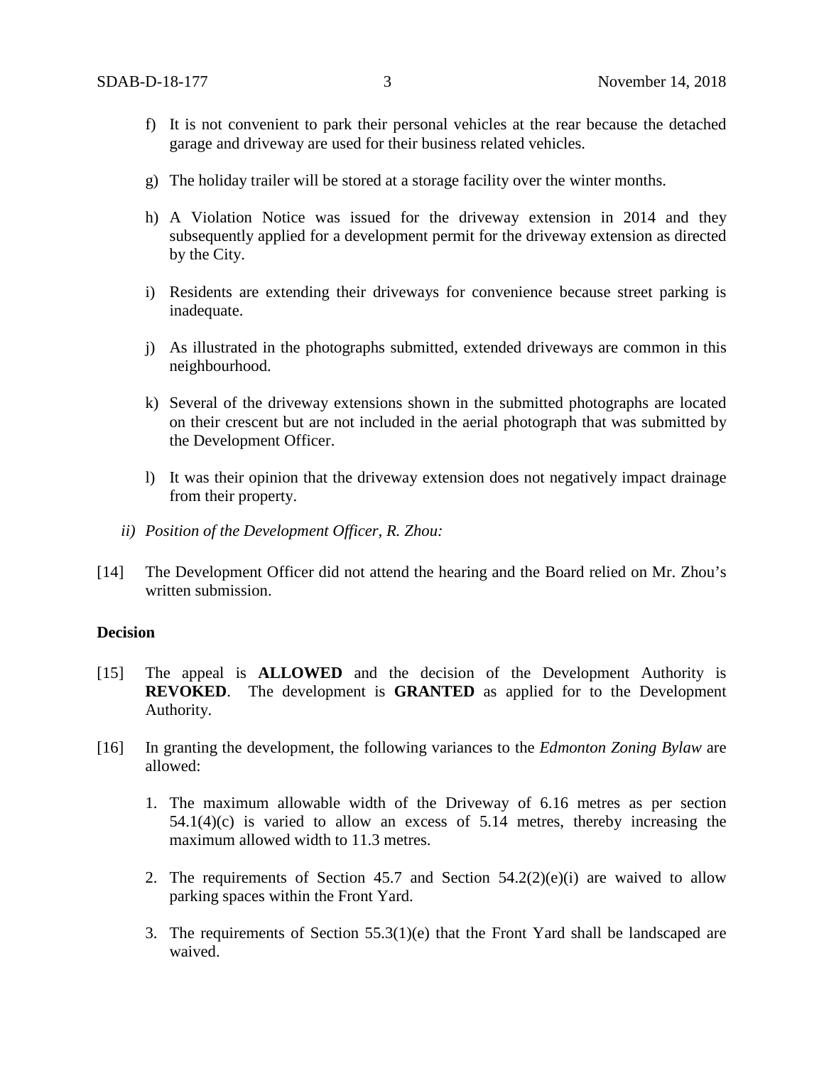f) It is not convenient to park their personal vehicles at the rear because the detached garage and driveway are used for their business related vehicles.

g) The holiday trailer will be stored at a storage facility over the winter months.

h) A Violation Notice was issued for the driveway extension in 2014 and they subsequently applied for a development permit for the driveway extension as directed by the City.

i) Residents are extending their driveways for convenience because street parking is inadequate.

j) As illustrated in the photographs submitted, extended driveways are common in this neighbourhood.

k) Several of the driveway extensions shown in the submitted photographs are located on their crescent but are not included in the aerial photograph that was submitted by the Development Officer.

l) It was their opinion that the driveway extension does not negatively impact drainage from their property.

*ii) Position of the Development Officer, R. Zhou:*

[14] The Development Officer did not attend the hearing and the Board relied on Mr. Zhou's written submission.

**Decision**

[15] The appeal is **ALLOWED** and the decision of the Development Authority is **REVOKED**. The development is **GRANTED** as applied for to the Development Authority.

[16] In granting the development, the following variances to the *Edmonton Zoning Bylaw* are allowed:

1. The maximum allowable width of the Driveway of 6.16 metres as per section 54.1(4)(c) is varied to allow an excess of 5.14 metres, thereby increasing the maximum allowed width to 11.3 metres.

2. The requirements of Section 45.7 and Section 54.2(2)(e)(i) are waived to allow parking spaces within the Front Yard.

3. The requirements of Section 55.3(1)(e) that the Front Yard shall be landscaped are waived.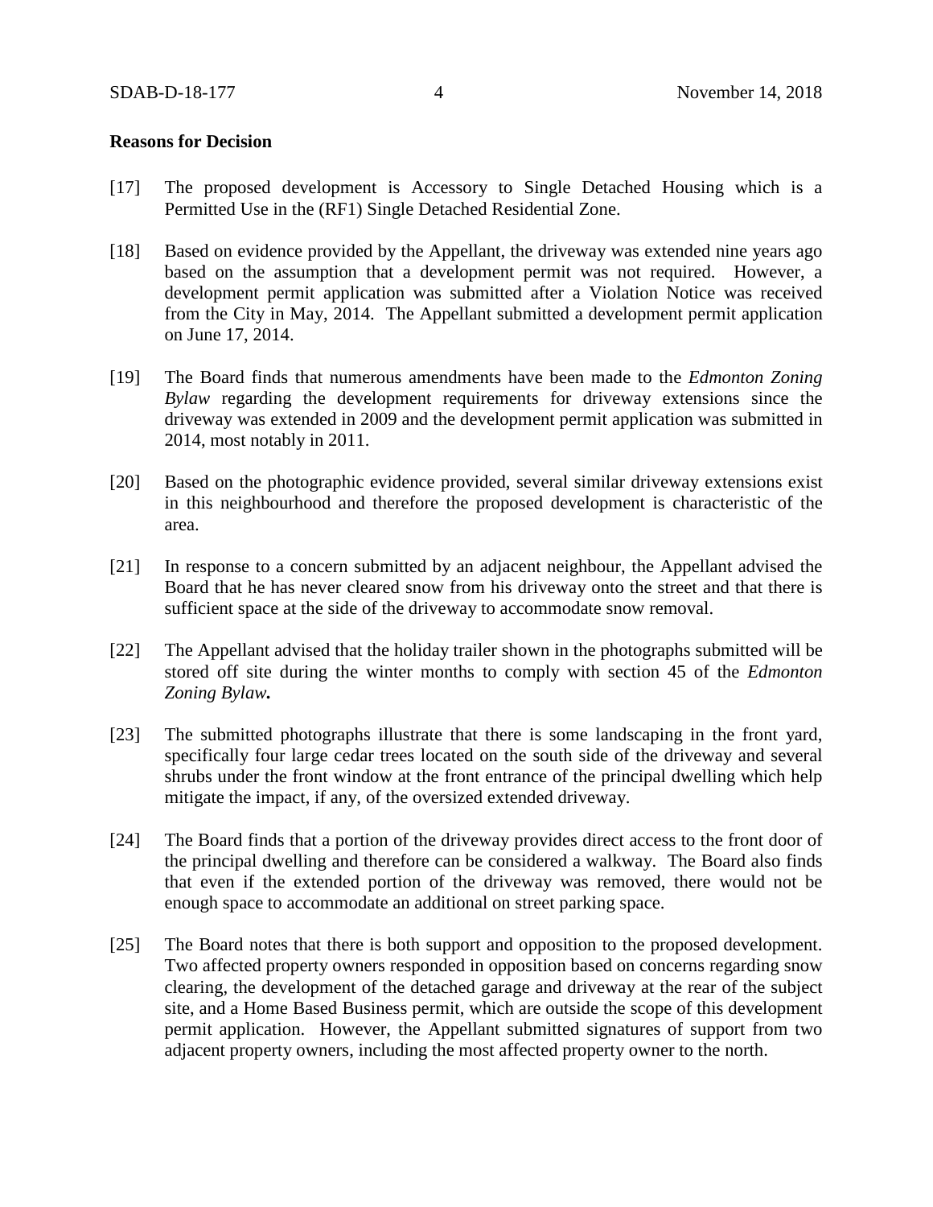**Reasons for Decision**

[17] The proposed development is Accessory to Single Detached Housing which is a Permitted Use in the (RF1) Single Detached Residential Zone.

[18] Based on evidence provided by the Appellant, the driveway was extended nine years ago based on the assumption that a development permit was not required. However, a development permit application was submitted after a Violation Notice was received from the City in May, 2014. The Appellant submitted a development permit application on June 17, 2014.

[19] The Board finds that numerous amendments have been made to the *Edmonton Zoning Bylaw* regarding the development requirements for driveway extensions since the driveway was extended in 2009 and the development permit application was submitted in 2014, most notably in 2011.

[20] Based on the photographic evidence provided, several similar driveway extensions exist in this neighbourhood and therefore the proposed development is characteristic of the area.

[21] In response to a concern submitted by an adjacent neighbour, the Appellant advised the Board that he has never cleared snow from his driveway onto the street and that there is sufficient space at the side of the driveway to accommodate snow removal.

[22] The Appellant advised that the holiday trailer shown in the photographs submitted will be stored off site during the winter months to comply with section 45 of the *Edmonton Zoning Bylaw.*

[23] The submitted photographs illustrate that there is some landscaping in the front yard, specifically four large cedar trees located on the south side of the driveway and several shrubs under the front window at the front entrance of the principal dwelling which help mitigate the impact, if any, of the oversized extended driveway.

[24] The Board finds that a portion of the driveway provides direct access to the front door of the principal dwelling and therefore can be considered a walkway. The Board also finds that even if the extended portion of the driveway was removed, there would not be enough space to accommodate an additional on street parking space.

[25] The Board notes that there is both support and opposition to the proposed development. Two affected property owners responded in opposition based on concerns regarding snow clearing, the development of the detached garage and driveway at the rear of the subject site, and a Home Based Business permit, which are outside the scope of this development permit application. However, the Appellant submitted signatures of support from two adjacent property owners, including the most affected property owner to the north.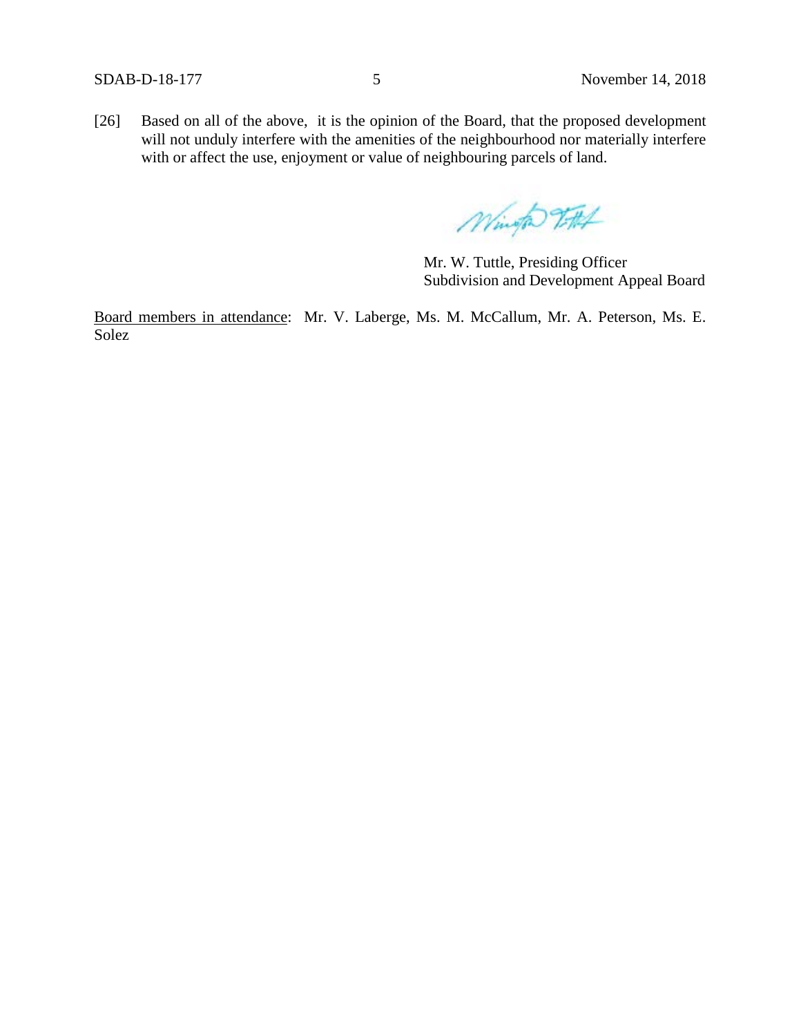[26] Based on all of the above, it is the opinion of the Board, that the proposed development will not unduly interfere with the amenities of the neighbourhood nor materially interfere with or affect the use, enjoyment or value of neighbouring parcels of land.

Mr. W. Tuttle, Presiding Officer
Subdivision and Development Appeal Board

Board members in attendance: Mr. V. Laberge, Ms. M. McCallum, Mr. A. Peterson, Ms. E. Solez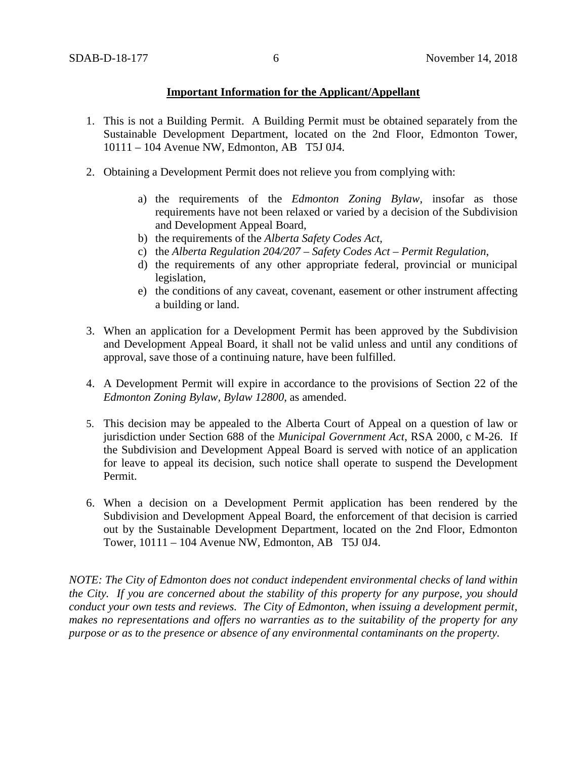**Important Information for the Applicant/Appellant**

1. This is not a Building Permit. A Building Permit must be obtained separately from the Sustainable Development Department, located on the 2nd Floor, Edmonton Tower, 10111 – 104 Avenue NW, Edmonton, AB T5J 0J4.

2. Obtaining a Development Permit does not relieve you from complying with:

    a) the requirements of the *Edmonton Zoning Bylaw*, insofar as those requirements have not been relaxed or varied by a decision of the Subdivision and Development Appeal Board,
    b) the requirements of the *Alberta Safety Codes Act*,
    c) the *Alberta Regulation 204/207 – Safety Codes Act – Permit Regulation*,
    d) the requirements of any other appropriate federal, provincial or municipal legislation,
    e) the conditions of any caveat, covenant, easement or other instrument affecting a building or land.

3. When an application for a Development Permit has been approved by the Subdivision and Development Appeal Board, it shall not be valid unless and until any conditions of approval, save those of a continuing nature, have been fulfilled.

4. A Development Permit will expire in accordance to the provisions of Section 22 of the *Edmonton Zoning Bylaw, Bylaw 12800*, as amended.

5. This decision may be appealed to the Alberta Court of Appeal on a question of law or jurisdiction under Section 688 of the *Municipal Government Act*, RSA 2000, c M-26. If the Subdivision and Development Appeal Board is served with notice of an application for leave to appeal its decision, such notice shall operate to suspend the Development Permit.

6. When a decision on a Development Permit application has been rendered by the Subdivision and Development Appeal Board, the enforcement of that decision is carried out by the Sustainable Development Department, located on the 2nd Floor, Edmonton Tower, 10111 – 104 Avenue NW, Edmonton, AB T5J 0J4.

*NOTE: The City of Edmonton does not conduct independent environmental checks of land within the City. If you are concerned about the stability of this property for any purpose, you should conduct your own tests and reviews. The City of Edmonton, when issuing a development permit, makes no representations and offers no warranties as to the suitability of the property for any purpose or as to the presence or absence of any environmental contaminants on the property.*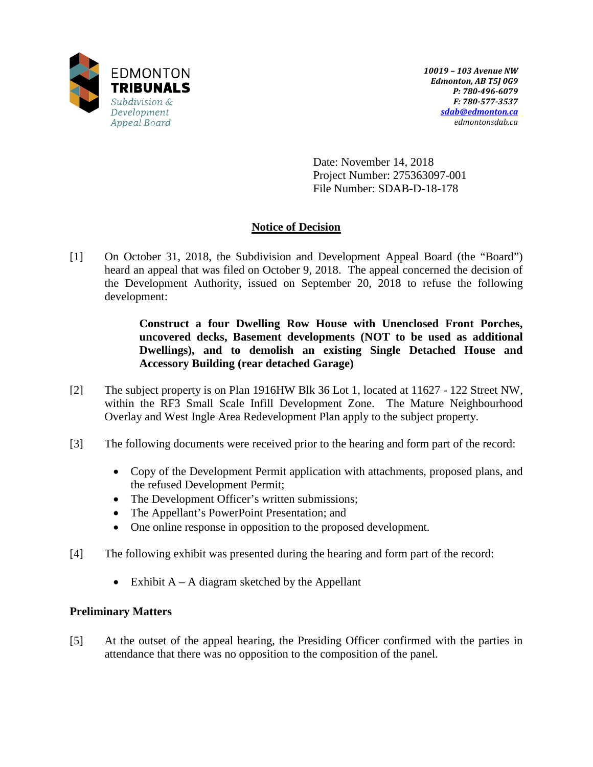EDMONTON
**TRIBUNALS**
*Subdivision & Development Appeal Board*

*10019 – 103 Avenue NW*
*Edmonton, AB T5J 0G9*
*P: 780-496-6079*
*F: 780-577-3537*
*sdab@edmonton.ca*
*edmontonsdab.ca*

Date: November 14, 2018
Project Number: 275363097-001
File Number: SDAB-D-18-178

## Notice of Decision

[1] On October 31, 2018, the Subdivision and Development Appeal Board (the "Board") heard an appeal that was filed on October 9, 2018. The appeal concerned the decision of the Development Authority, issued on September 20, 2018 to refuse the following development:

> **Construct a four Dwelling Row House with Unenclosed Front Porches, uncovered decks, Basement developments (NOT to be used as additional Dwellings), and to demolish an existing Single Detached House and Accessory Building (rear detached Garage)**

[2] The subject property is on Plan 1916HW Blk 36 Lot 1, located at 11627 - 122 Street NW, within the RF3 Small Scale Infill Development Zone. The Mature Neighbourhood Overlay and West Ingle Area Redevelopment Plan apply to the subject property.

[3] The following documents were received prior to the hearing and form part of the record:

- Copy of the Development Permit application with attachments, proposed plans, and the refused Development Permit;
- The Development Officer's written submissions;
- The Appellant's PowerPoint Presentation; and
- One online response in opposition to the proposed development.

[4] The following exhibit was presented during the hearing and form part of the record:

- Exhibit A – A diagram sketched by the Appellant

### Preliminary Matters

[5] At the outset of the appeal hearing, the Presiding Officer confirmed with the parties in attendance that there was no opposition to the composition of the panel.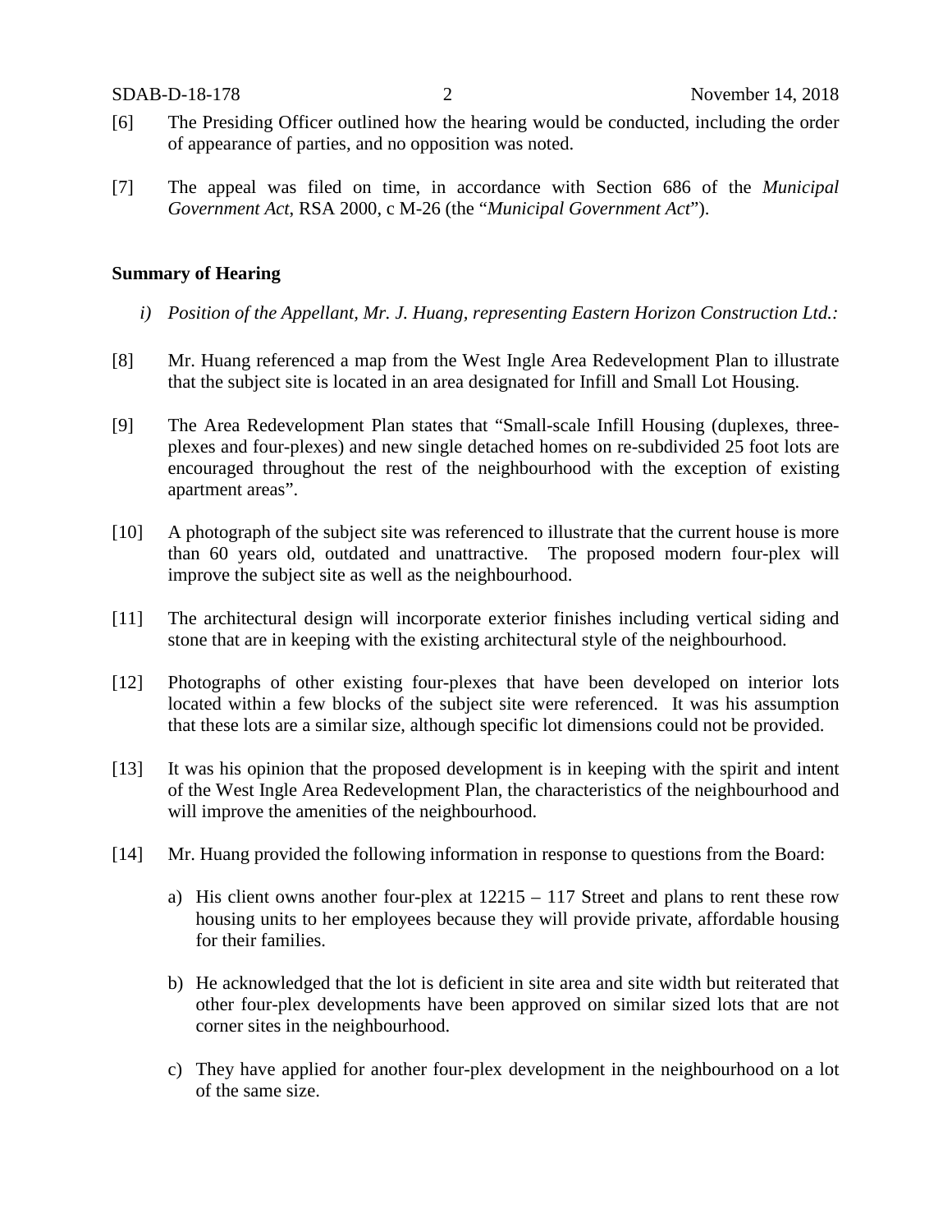[6] The Presiding Officer outlined how the hearing would be conducted, including the order of appearance of parties, and no opposition was noted.

[7] The appeal was filed on time, in accordance with Section 686 of the *Municipal Government Act*, RSA 2000, c M-26 (the "*Municipal Government Act*").

**Summary of Hearing**

*i) Position of the Appellant, Mr. J. Huang, representing Eastern Horizon Construction Ltd.:*

[8] Mr. Huang referenced a map from the West Ingle Area Redevelopment Plan to illustrate that the subject site is located in an area designated for Infill and Small Lot Housing.

[9] The Area Redevelopment Plan states that "Small-scale Infill Housing (duplexes, three-plexes and four-plexes) and new single detached homes on re-subdivided 25 foot lots are encouraged throughout the rest of the neighbourhood with the exception of existing apartment areas".

[10] A photograph of the subject site was referenced to illustrate that the current house is more than 60 years old, outdated and unattractive. The proposed modern four-plex will improve the subject site as well as the neighbourhood.

[11] The architectural design will incorporate exterior finishes including vertical siding and stone that are in keeping with the existing architectural style of the neighbourhood.

[12] Photographs of other existing four-plexes that have been developed on interior lots located within a few blocks of the subject site were referenced. It was his assumption that these lots are a similar size, although specific lot dimensions could not be provided.

[13] It was his opinion that the proposed development is in keeping with the spirit and intent of the West Ingle Area Redevelopment Plan, the characteristics of the neighbourhood and will improve the amenities of the neighbourhood.

[14] Mr. Huang provided the following information in response to questions from the Board:

a) His client owns another four-plex at 12215 – 117 Street and plans to rent these row housing units to her employees because they will provide private, affordable housing for their families.

b) He acknowledged that the lot is deficient in site area and site width but reiterated that other four-plex developments have been approved on similar sized lots that are not corner sites in the neighbourhood.

c) They have applied for another four-plex development in the neighbourhood on a lot of the same size.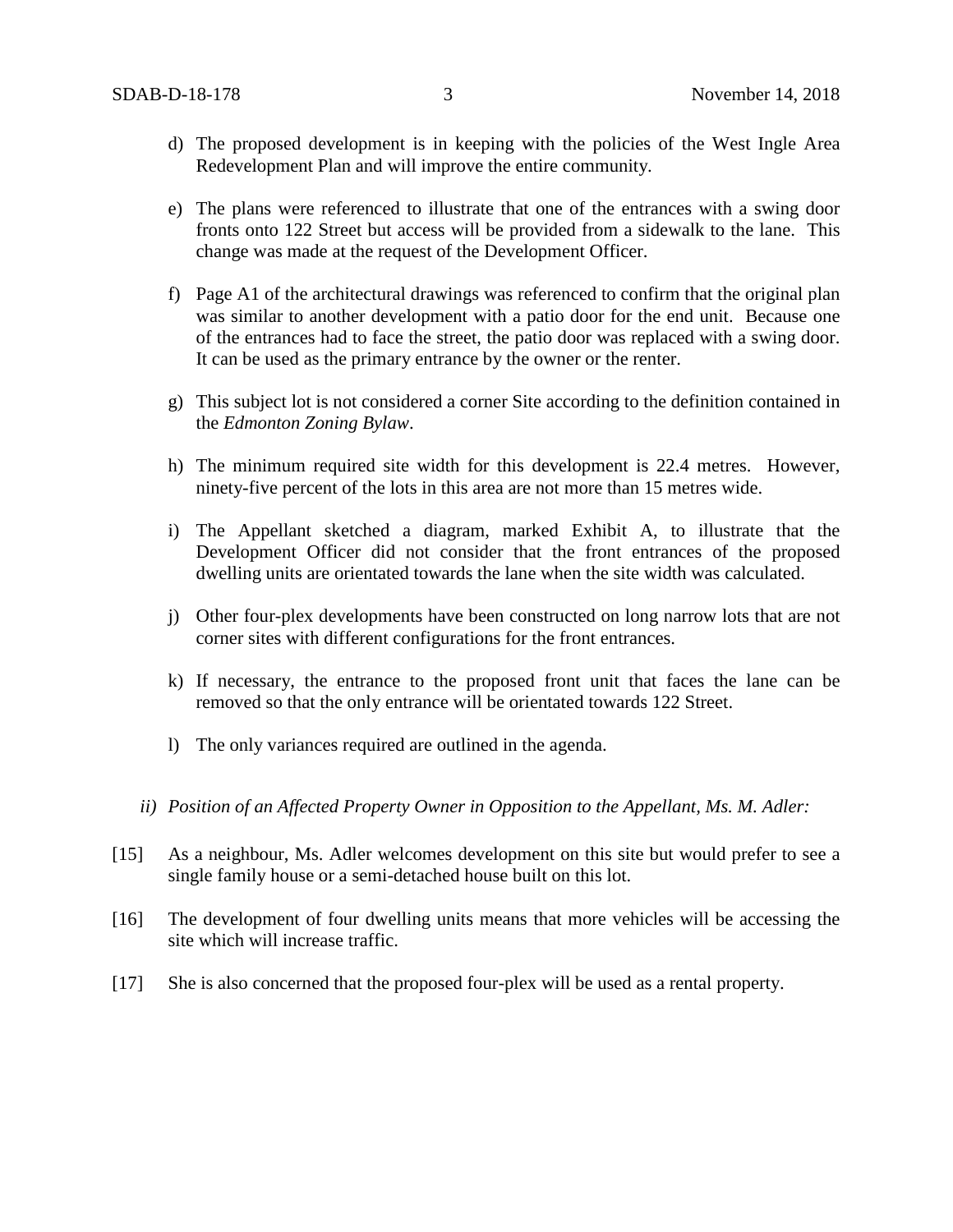d) The proposed development is in keeping with the policies of the West Ingle Area Redevelopment Plan and will improve the entire community.

e) The plans were referenced to illustrate that one of the entrances with a swing door fronts onto 122 Street but access will be provided from a sidewalk to the lane. This change was made at the request of the Development Officer.

f) Page A1 of the architectural drawings was referenced to confirm that the original plan was similar to another development with a patio door for the end unit. Because one of the entrances had to face the street, the patio door was replaced with a swing door. It can be used as the primary entrance by the owner or the renter.

g) This subject lot is not considered a corner Site according to the definition contained in the *Edmonton Zoning Bylaw*.

h) The minimum required site width for this development is 22.4 metres. However, ninety-five percent of the lots in this area are not more than 15 metres wide.

i) The Appellant sketched a diagram, marked Exhibit A, to illustrate that the Development Officer did not consider that the front entrances of the proposed dwelling units are orientated towards the lane when the site width was calculated.

j) Other four-plex developments have been constructed on long narrow lots that are not corner sites with different configurations for the front entrances.

k) If necessary, the entrance to the proposed front unit that faces the lane can be removed so that the only entrance will be orientated towards 122 Street.

l) The only variances required are outlined in the agenda.

*ii) Position of an Affected Property Owner in Opposition to the Appellant, Ms. M. Adler:*

[15] As a neighbour, Ms. Adler welcomes development on this site but would prefer to see a single family house or a semi-detached house built on this lot.

[16] The development of four dwelling units means that more vehicles will be accessing the site which will increase traffic.

[17] She is also concerned that the proposed four-plex will be used as a rental property.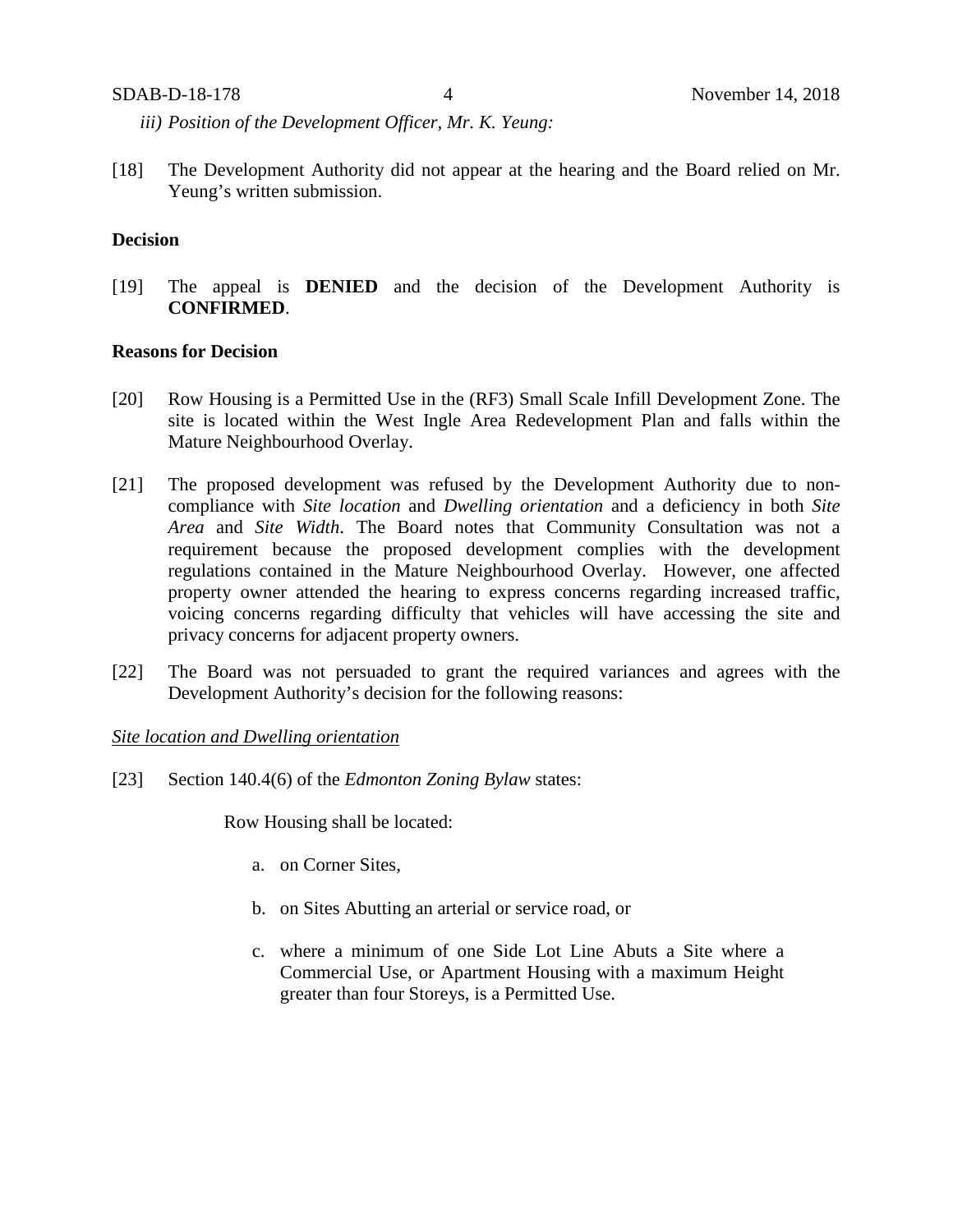*iii) Position of the Development Officer, Mr. K. Yeung:*

[18] The Development Authority did not appear at the hearing and the Board relied on Mr. Yeung's written submission.

**Decision**

[19] The appeal is **DENIED** and the decision of the Development Authority is **CONFIRMED**.

**Reasons for Decision**

[20] Row Housing is a Permitted Use in the (RF3) Small Scale Infill Development Zone. The site is located within the West Ingle Area Redevelopment Plan and falls within the Mature Neighbourhood Overlay.

[21] The proposed development was refused by the Development Authority due to non-compliance with *Site location* and *Dwelling orientation* and a deficiency in both *Site Area* and *Site Width*. The Board notes that Community Consultation was not a requirement because the proposed development complies with the development regulations contained in the Mature Neighbourhood Overlay. However, one affected property owner attended the hearing to express concerns regarding increased traffic, voicing concerns regarding difficulty that vehicles will have accessing the site and privacy concerns for adjacent property owners.

[22] The Board was not persuaded to grant the required variances and agrees with the Development Authority's decision for the following reasons:

<u>*Site location and Dwelling orientation*</u>

[23] Section 140.4(6) of the *Edmonton Zoning Bylaw* states:

Row Housing shall be located:

a. on Corner Sites,

b. on Sites Abutting an arterial or service road, or

c. where a minimum of one Side Lot Line Abuts a Site where a Commercial Use, or Apartment Housing with a maximum Height greater than four Storeys, is a Permitted Use.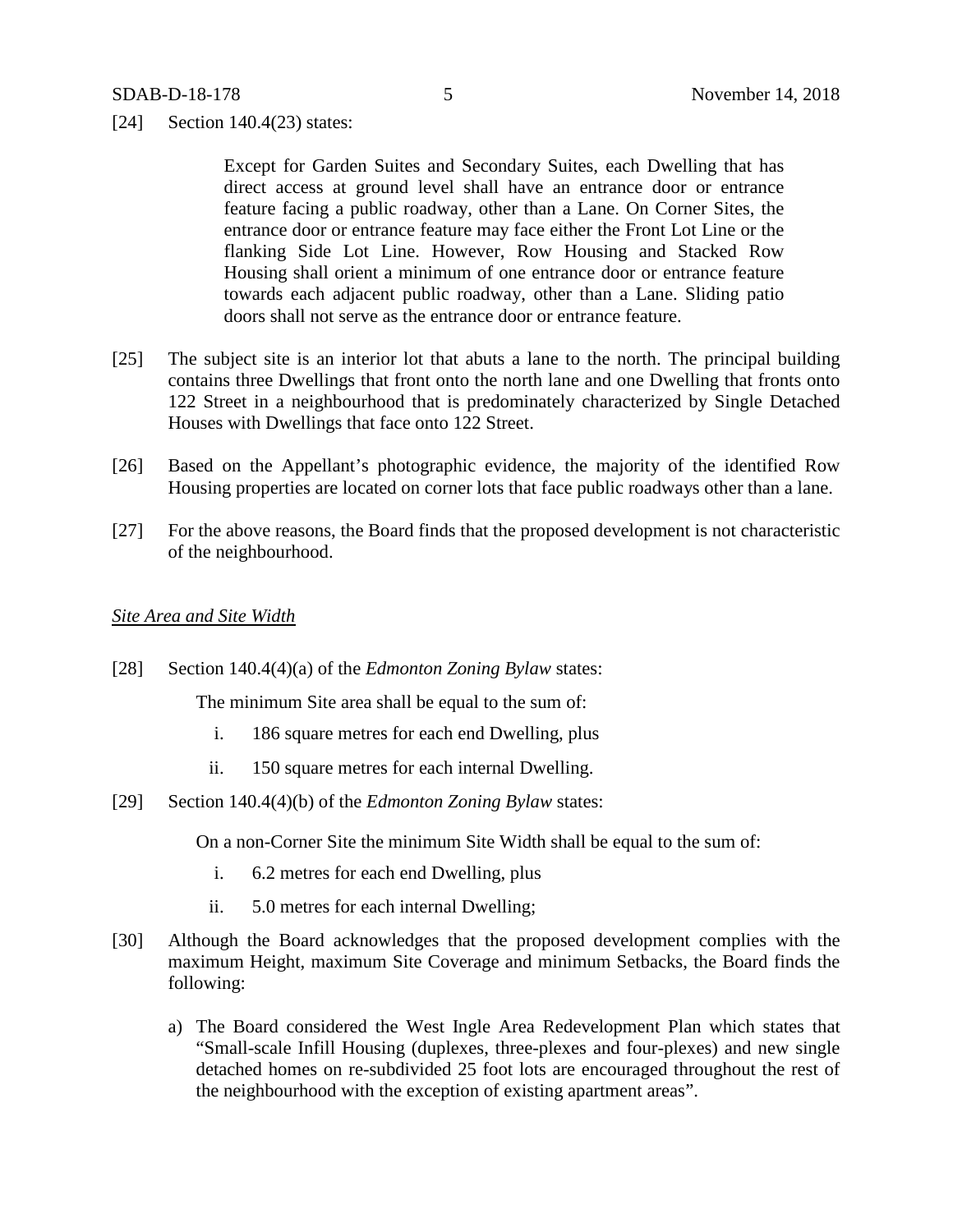[24] Section 140.4(23) states:

> Except for Garden Suites and Secondary Suites, each Dwelling that has direct access at ground level shall have an entrance door or entrance feature facing a public roadway, other than a Lane. On Corner Sites, the entrance door or entrance feature may face either the Front Lot Line or the flanking Side Lot Line. However, Row Housing and Stacked Row Housing shall orient a minimum of one entrance door or entrance feature towards each adjacent public roadway, other than a Lane. Sliding patio doors shall not serve as the entrance door or entrance feature.

[25] The subject site is an interior lot that abuts a lane to the north. The principal building contains three Dwellings that front onto the north lane and one Dwelling that fronts onto 122 Street in a neighbourhood that is predominately characterized by Single Detached Houses with Dwellings that face onto 122 Street.

[26] Based on the Appellant's photographic evidence, the majority of the identified Row Housing properties are located on corner lots that face public roadways other than a lane.

[27] For the above reasons, the Board finds that the proposed development is not characteristic of the neighbourhood.

*Site Area and Site Width*

[28] Section 140.4(4)(a) of the *Edmonton Zoning Bylaw* states:

> The minimum Site area shall be equal to the sum of:
>
> i. 186 square metres for each end Dwelling, plus
>
> ii. 150 square metres for each internal Dwelling.

[29] Section 140.4(4)(b) of the *Edmonton Zoning Bylaw* states:

> On a non-Corner Site the minimum Site Width shall be equal to the sum of:
>
> i. 6.2 metres for each end Dwelling, plus
>
> ii. 5.0 metres for each internal Dwelling;

[30] Although the Board acknowledges that the proposed development complies with the maximum Height, maximum Site Coverage and minimum Setbacks, the Board finds the following:

a) The Board considered the West Ingle Area Redevelopment Plan which states that "Small-scale Infill Housing (duplexes, three-plexes and four-plexes) and new single detached homes on re-subdivided 25 foot lots are encouraged throughout the rest of the neighbourhood with the exception of existing apartment areas".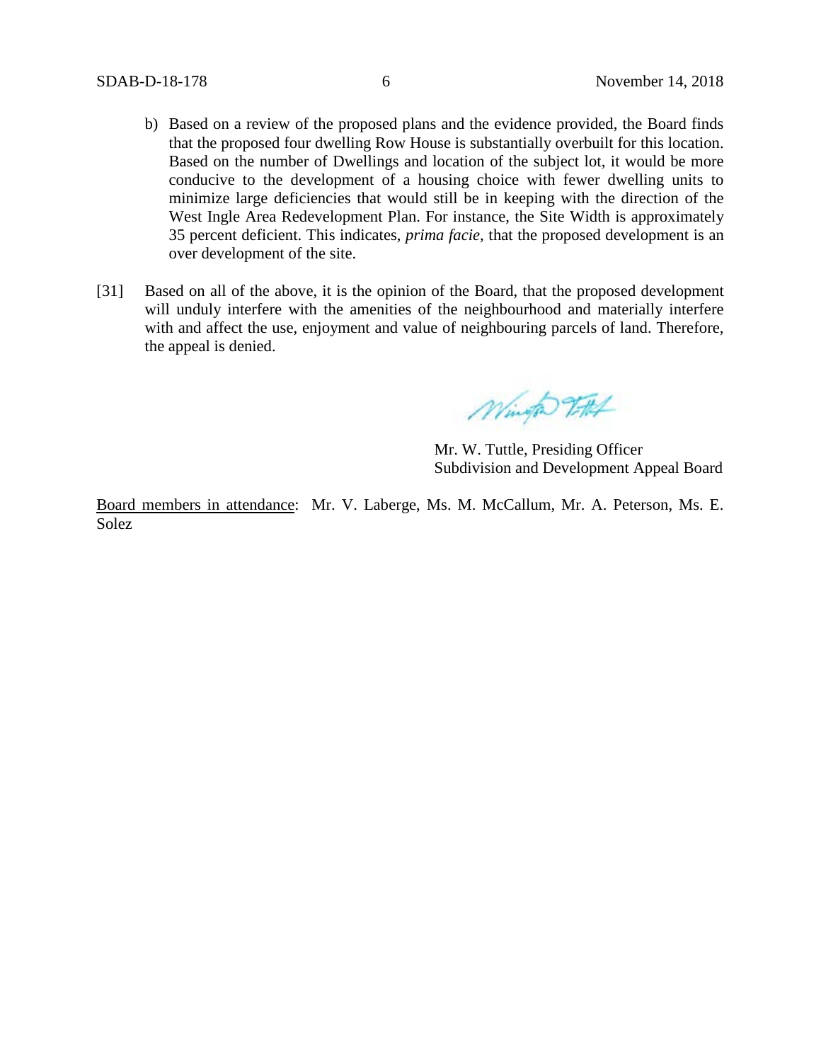b) Based on a review of the proposed plans and the evidence provided, the Board finds that the proposed four dwelling Row House is substantially overbuilt for this location. Based on the number of Dwellings and location of the subject lot, it would be more conducive to the development of a housing choice with fewer dwelling units to minimize large deficiencies that would still be in keeping with the direction of the West Ingle Area Redevelopment Plan. For instance, the Site Width is approximately 35 percent deficient. This indicates, *prima facie,* that the proposed development is an over development of the site.

[31] Based on all of the above, it is the opinion of the Board, that the proposed development will unduly interfere with the amenities of the neighbourhood and materially interfere with and affect the use, enjoyment and value of neighbouring parcels of land. Therefore, the appeal is denied.

Mr. W. Tuttle, Presiding Officer
Subdivision and Development Appeal Board

Board members in attendance: Mr. V. Laberge, Ms. M. McCallum, Mr. A. Peterson, Ms. E. Solez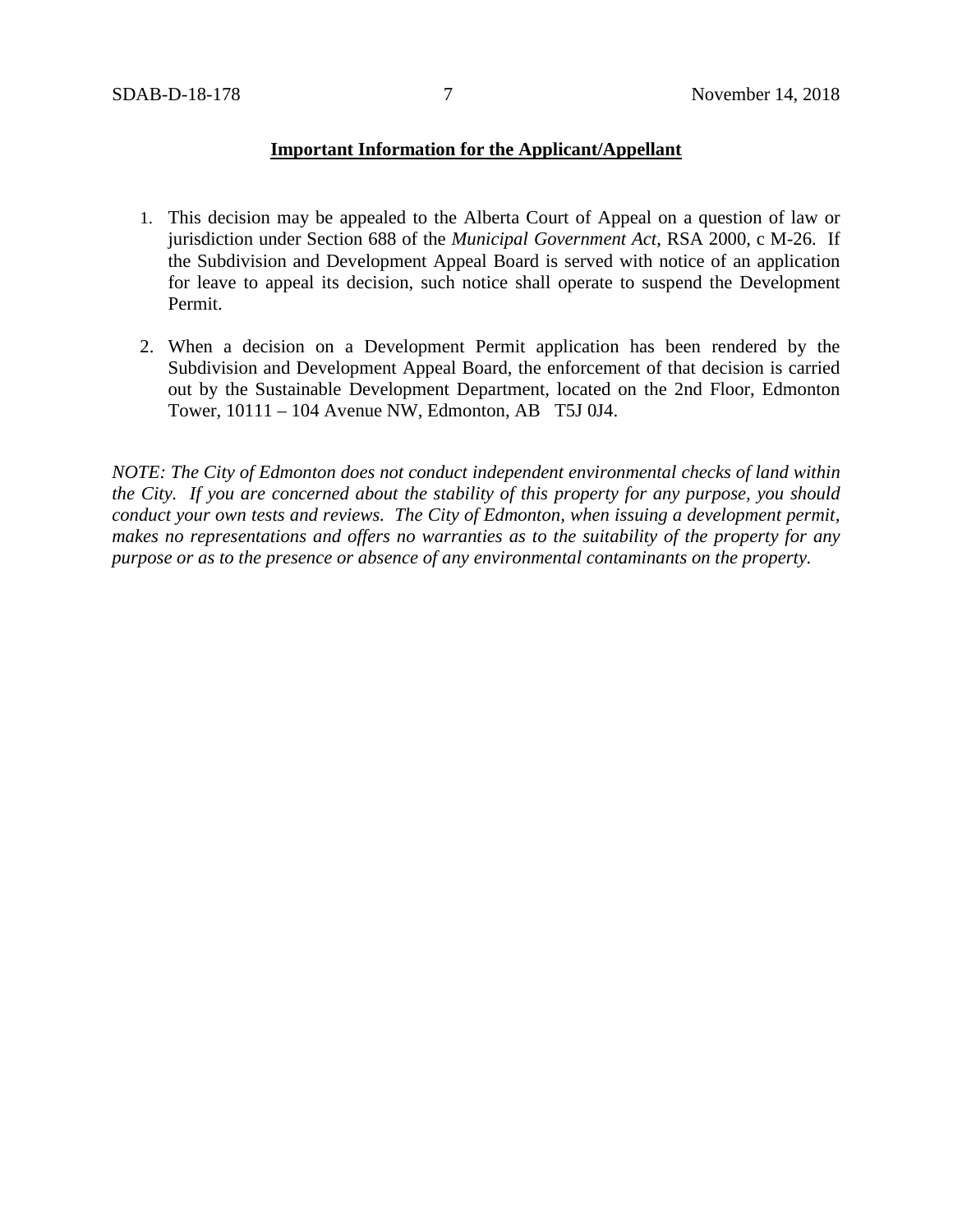**Important Information for the Applicant/Appellant**

1. This decision may be appealed to the Alberta Court of Appeal on a question of law or jurisdiction under Section 688 of the *Municipal Government Act*, RSA 2000, c M-26. If the Subdivision and Development Appeal Board is served with notice of an application for leave to appeal its decision, such notice shall operate to suspend the Development Permit.

2. When a decision on a Development Permit application has been rendered by the Subdivision and Development Appeal Board, the enforcement of that decision is carried out by the Sustainable Development Department, located on the 2nd Floor, Edmonton Tower, 10111 – 104 Avenue NW, Edmonton, AB T5J 0J4.

*NOTE: The City of Edmonton does not conduct independent environmental checks of land within the City. If you are concerned about the stability of this property for any purpose, you should conduct your own tests and reviews. The City of Edmonton, when issuing a development permit, makes no representations and offers no warranties as to the suitability of the property for any purpose or as to the presence or absence of any environmental contaminants on the property.*